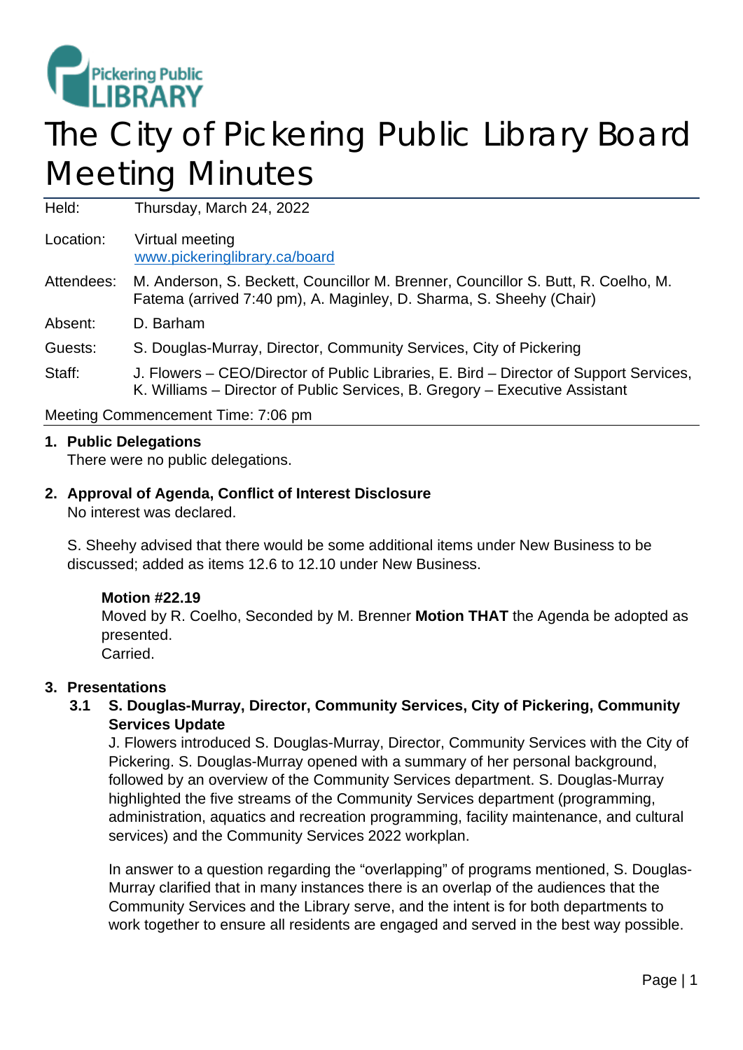Pickering Public LIBRARY

# The City of Pickering Public Library Board Meeting Minutes

| | |
|---|---|
| Held: | Thursday, March 24, 2022 |
| Location: | Virtual meeting [www.pickeringlibrary.ca/board](www.pickeringlibrary.ca/board) |
| Attendees: | M. Anderson, S. Beckett, Councillor M. Brenner, Councillor S. Butt, R. Coelho, M. Fatema (arrived 7:40 pm), A. Maginley, D. Sharma, S. Sheehy (Chair) |
| Absent: | D. Barham |
| Guests: | S. Douglas-Murray, Director, Community Services, City of Pickering |
| Staff: | J. Flowers – CEO/Director of Public Libraries, E. Bird – Director of Support Services, K. Williams – Director of Public Services, B. Gregory – Executive Assistant |

Meeting Commencement Time: 7:06 pm

**1. Public Delegations**

There were no public delegations.

**2. Approval of Agenda, Conflict of Interest Disclosure**

No interest was declared.

S. Sheehy advised that there would be some additional items under New Business to be discussed; added as items 12.6 to 12.10 under New Business.

> **Motion #22.19**
> Moved by R. Coelho, Seconded by M. Brenner **Motion THAT** the Agenda be adopted as presented.
> Carried.

**3. Presentations**

**3.1 S. Douglas-Murray, Director, Community Services, City of Pickering, Community Services Update**

J. Flowers introduced S. Douglas-Murray, Director, Community Services with the City of Pickering. S. Douglas-Murray opened with a summary of her personal background, followed by an overview of the Community Services department. S. Douglas-Murray highlighted the five streams of the Community Services department (programming, administration, aquatics and recreation programming, facility maintenance, and cultural services) and the Community Services 2022 workplan.

In answer to a question regarding the "overlapping" of programs mentioned, S. Douglas-Murray clarified that in many instances there is an overlap of the audiences that the Community Services and the Library serve, and the intent is for both departments to work together to ensure all residents are engaged and served in the best way possible.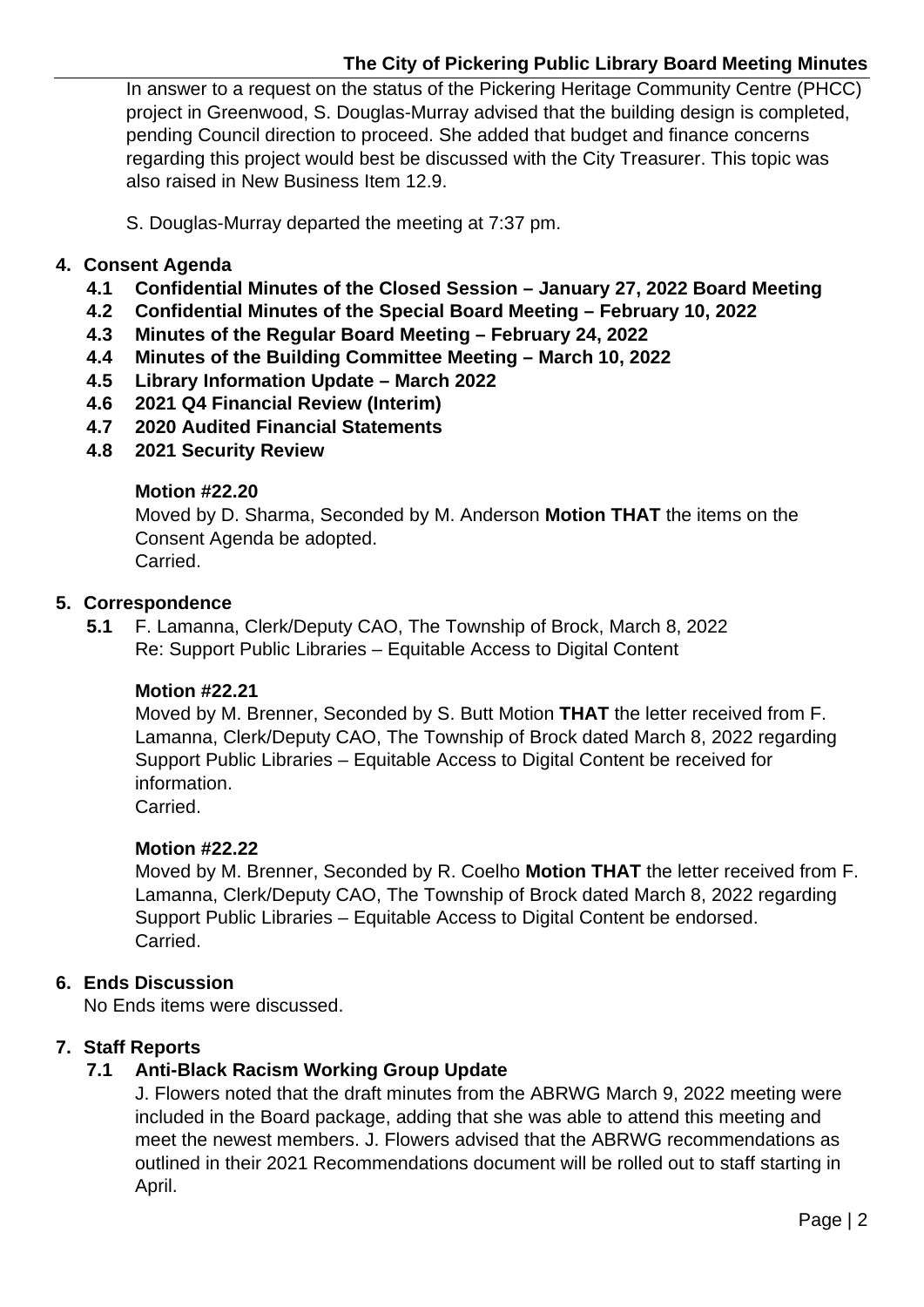In answer to a request on the status of the Pickering Heritage Community Centre (PHCC) project in Greenwood, S. Douglas-Murray advised that the building design is completed, pending Council direction to proceed. She added that budget and finance concerns regarding this project would best be discussed with the City Treasurer. This topic was also raised in New Business Item 12.9.

S. Douglas-Murray departed the meeting at 7:37 pm.

## 4. Consent Agenda

**4.1 Confidential Minutes of the Closed Session – January 27, 2022 Board Meeting**
**4.2 Confidential Minutes of the Special Board Meeting – February 10, 2022**
**4.3 Minutes of the Regular Board Meeting – February 24, 2022**
**4.4 Minutes of the Building Committee Meeting – March 10, 2022**
**4.5 Library Information Update – March 2022**
**4.6 2021 Q4 Financial Review (Interim)**
**4.7 2020 Audited Financial Statements**
**4.8 2021 Security Review**

**Motion #22.20**
Moved by D. Sharma, Seconded by M. Anderson **Motion THAT** the items on the Consent Agenda be adopted.
Carried.

## 5. Correspondence

**5.1** F. Lamanna, Clerk/Deputy CAO, The Township of Brock, March 8, 2022
Re: Support Public Libraries – Equitable Access to Digital Content

**Motion #22.21**
Moved by M. Brenner, Seconded by S. Butt Motion **THAT** the letter received from F. Lamanna, Clerk/Deputy CAO, The Township of Brock dated March 8, 2022 regarding Support Public Libraries – Equitable Access to Digital Content be received for information.
Carried.

**Motion #22.22**
Moved by M. Brenner, Seconded by R. Coelho **Motion THAT** the letter received from F. Lamanna, Clerk/Deputy CAO, The Township of Brock dated March 8, 2022 regarding Support Public Libraries – Equitable Access to Digital Content be endorsed.
Carried.

## 6. Ends Discussion

No Ends items were discussed.

## 7. Staff Reports

### 7.1 Anti-Black Racism Working Group Update

J. Flowers noted that the draft minutes from the ABRWG March 9, 2022 meeting were included in the Board package, adding that she was able to attend this meeting and meet the newest members. J. Flowers advised that the ABRWG recommendations as outlined in their 2021 Recommendations document will be rolled out to staff starting in April.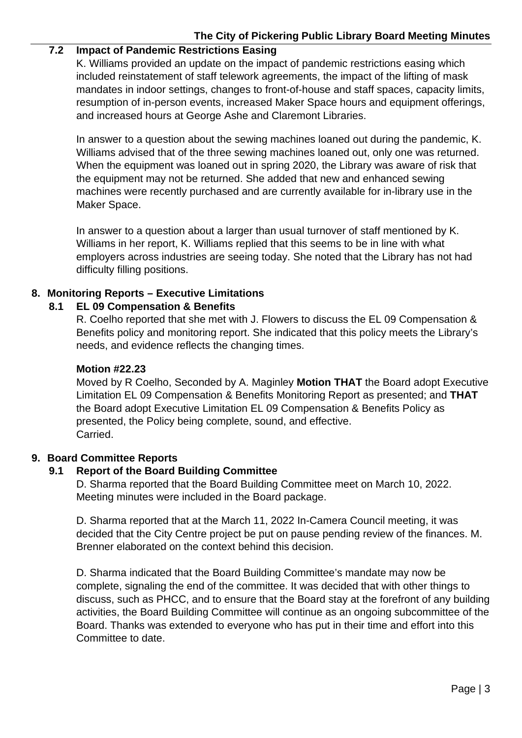### 7.2 Impact of Pandemic Restrictions Easing

K. Williams provided an update on the impact of pandemic restrictions easing which included reinstatement of staff telework agreements, the impact of the lifting of mask mandates in indoor settings, changes to front-of-house and staff spaces, capacity limits, resumption of in-person events, increased Maker Space hours and equipment offerings, and increased hours at George Ashe and Claremont Libraries.

In answer to a question about the sewing machines loaned out during the pandemic, K. Williams advised that of the three sewing machines loaned out, only one was returned. When the equipment was loaned out in spring 2020, the Library was aware of risk that the equipment may not be returned. She added that new and enhanced sewing machines were recently purchased and are currently available for in-library use in the Maker Space.

In answer to a question about a larger than usual turnover of staff mentioned by K. Williams in her report, K. Williams replied that this seems to be in line with what employers across industries are seeing today. She noted that the Library has not had difficulty filling positions.

## 8. Monitoring Reports – Executive Limitations

### 8.1 EL 09 Compensation & Benefits

R. Coelho reported that she met with J. Flowers to discuss the EL 09 Compensation & Benefits policy and monitoring report. She indicated that this policy meets the Library's needs, and evidence reflects the changing times.

**Motion #22.23**

Moved by R Coelho, Seconded by A. Maginley **Motion THAT** the Board adopt Executive Limitation EL 09 Compensation & Benefits Monitoring Report as presented; and **THAT** the Board adopt Executive Limitation EL 09 Compensation & Benefits Policy as presented, the Policy being complete, sound, and effective.
Carried.

## 9. Board Committee Reports

### 9.1 Report of the Board Building Committee

D. Sharma reported that the Board Building Committee meet on March 10, 2022. Meeting minutes were included in the Board package.

D. Sharma reported that at the March 11, 2022 In-Camera Council meeting, it was decided that the City Centre project be put on pause pending review of the finances. M. Brenner elaborated on the context behind this decision.

D. Sharma indicated that the Board Building Committee's mandate may now be complete, signaling the end of the committee. It was decided that with other things to discuss, such as PHCC, and to ensure that the Board stay at the forefront of any building activities, the Board Building Committee will continue as an ongoing subcommittee of the Board. Thanks was extended to everyone who has put in their time and effort into this Committee to date.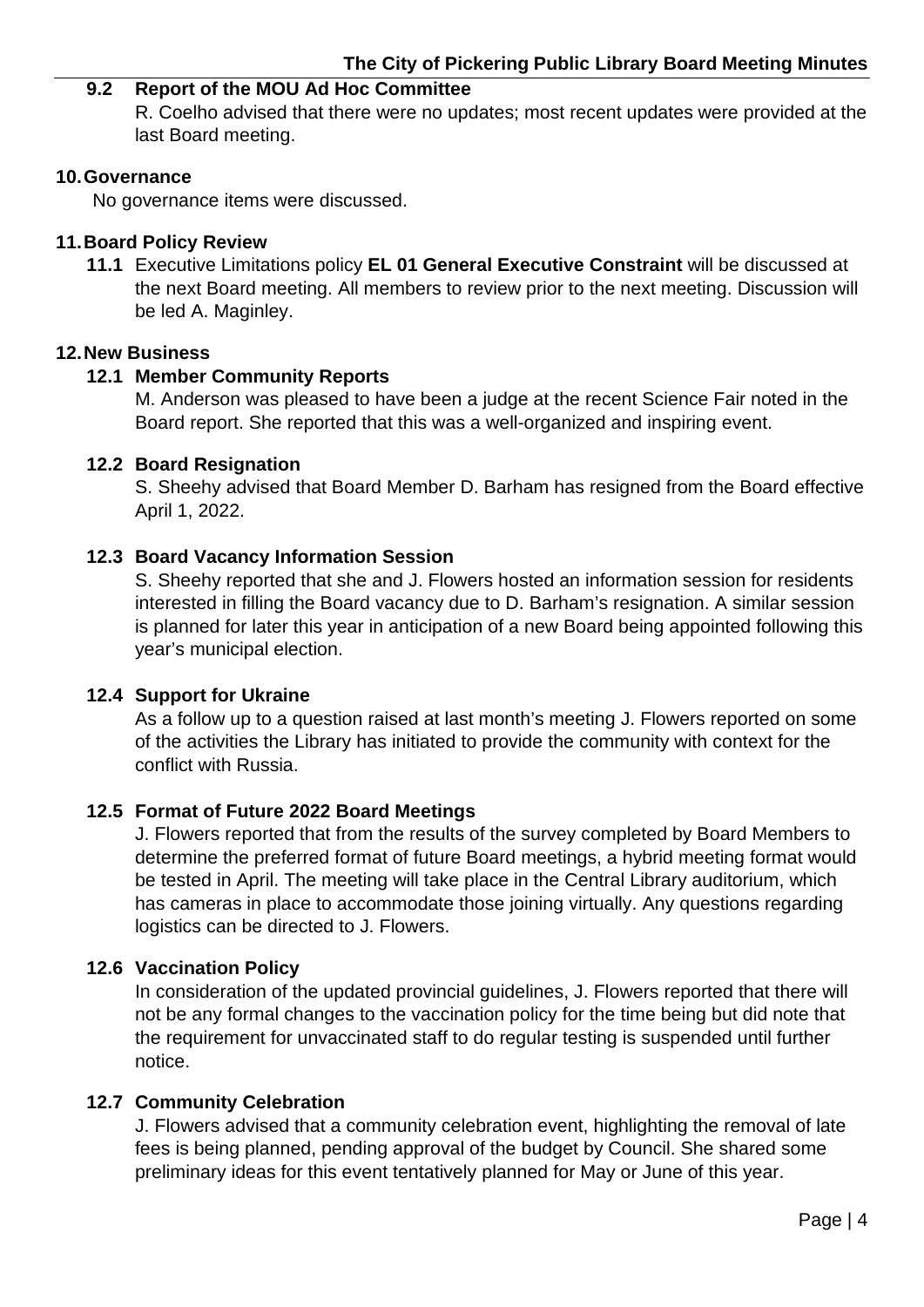### 9.2 Report of the MOU Ad Hoc Committee

R. Coelho advised that there were no updates; most recent updates were provided at the last Board meeting.

## 10. Governance

No governance items were discussed.

## 11. Board Policy Review

**11.1** Executive Limitations policy **EL 01 General Executive Constraint** will be discussed at the next Board meeting. All members to review prior to the next meeting. Discussion will be led A. Maginley.

## 12. New Business

### 12.1 Member Community Reports

M. Anderson was pleased to have been a judge at the recent Science Fair noted in the Board report. She reported that this was a well-organized and inspiring event.

### 12.2 Board Resignation

S. Sheehy advised that Board Member D. Barham has resigned from the Board effective April 1, 2022.

### 12.3 Board Vacancy Information Session

S. Sheehy reported that she and J. Flowers hosted an information session for residents interested in filling the Board vacancy due to D. Barham's resignation. A similar session is planned for later this year in anticipation of a new Board being appointed following this year's municipal election.

### 12.4 Support for Ukraine

As a follow up to a question raised at last month's meeting J. Flowers reported on some of the activities the Library has initiated to provide the community with context for the conflict with Russia.

### 12.5 Format of Future 2022 Board Meetings

J. Flowers reported that from the results of the survey completed by Board Members to determine the preferred format of future Board meetings, a hybrid meeting format would be tested in April. The meeting will take place in the Central Library auditorium, which has cameras in place to accommodate those joining virtually. Any questions regarding logistics can be directed to J. Flowers.

### 12.6 Vaccination Policy

In consideration of the updated provincial guidelines, J. Flowers reported that there will not be any formal changes to the vaccination policy for the time being but did note that the requirement for unvaccinated staff to do regular testing is suspended until further notice.

### 12.7 Community Celebration

J. Flowers advised that a community celebration event, highlighting the removal of late fees is being planned, pending approval of the budget by Council. She shared some preliminary ideas for this event tentatively planned for May or June of this year.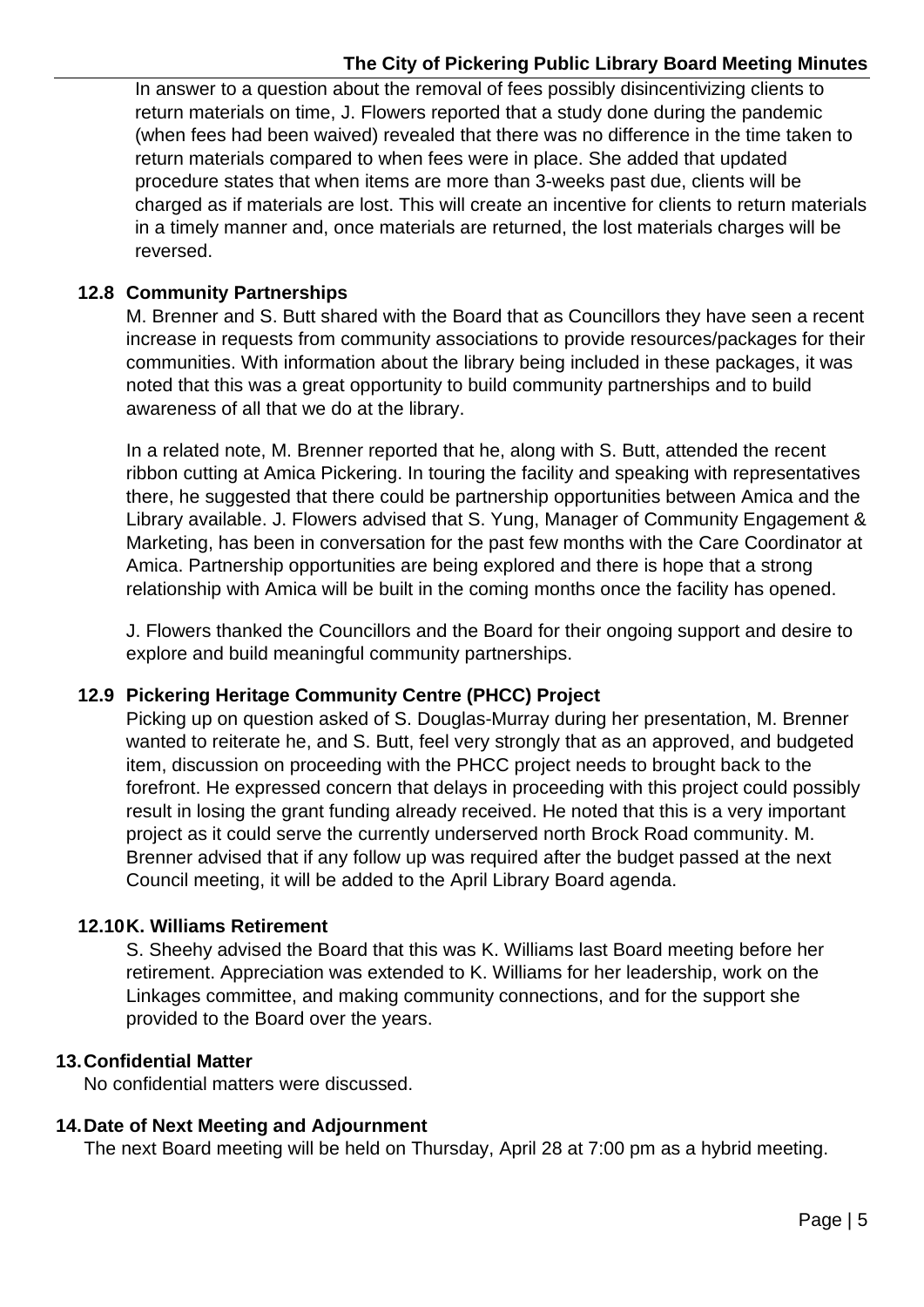In answer to a question about the removal of fees possibly disincentivizing clients to return materials on time, J. Flowers reported that a study done during the pandemic (when fees had been waived) revealed that there was no difference in the time taken to return materials compared to when fees were in place. She added that updated procedure states that when items are more than 3-weeks past due, clients will be charged as if materials are lost. This will create an incentive for clients to return materials in a timely manner and, once materials are returned, the lost materials charges will be reversed.

### 12.8 Community Partnerships

M. Brenner and S. Butt shared with the Board that as Councillors they have seen a recent increase in requests from community associations to provide resources/packages for their communities. With information about the library being included in these packages, it was noted that this was a great opportunity to build community partnerships and to build awareness of all that we do at the library.

In a related note, M. Brenner reported that he, along with S. Butt, attended the recent ribbon cutting at Amica Pickering. In touring the facility and speaking with representatives there, he suggested that there could be partnership opportunities between Amica and the Library available. J. Flowers advised that S. Yung, Manager of Community Engagement & Marketing, has been in conversation for the past few months with the Care Coordinator at Amica. Partnership opportunities are being explored and there is hope that a strong relationship with Amica will be built in the coming months once the facility has opened.

J. Flowers thanked the Councillors and the Board for their ongoing support and desire to explore and build meaningful community partnerships.

### 12.9 Pickering Heritage Community Centre (PHCC) Project

Picking up on question asked of S. Douglas-Murray during her presentation, M. Brenner wanted to reiterate he, and S. Butt, feel very strongly that as an approved, and budgeted item, discussion on proceeding with the PHCC project needs to brought back to the forefront. He expressed concern that delays in proceeding with this project could possibly result in losing the grant funding already received. He noted that this is a very important project as it could serve the currently underserved north Brock Road community. M. Brenner advised that if any follow up was required after the budget passed at the next Council meeting, it will be added to the April Library Board agenda.

### 12.10 K. Williams Retirement

S. Sheehy advised the Board that this was K. Williams last Board meeting before her retirement. Appreciation was extended to K. Williams for her leadership, work on the Linkages committee, and making community connections, and for the support she provided to the Board over the years.

## 13. Confidential Matter

No confidential matters were discussed.

## 14. Date of Next Meeting and Adjournment

The next Board meeting will be held on Thursday, April 28 at 7:00 pm as a hybrid meeting.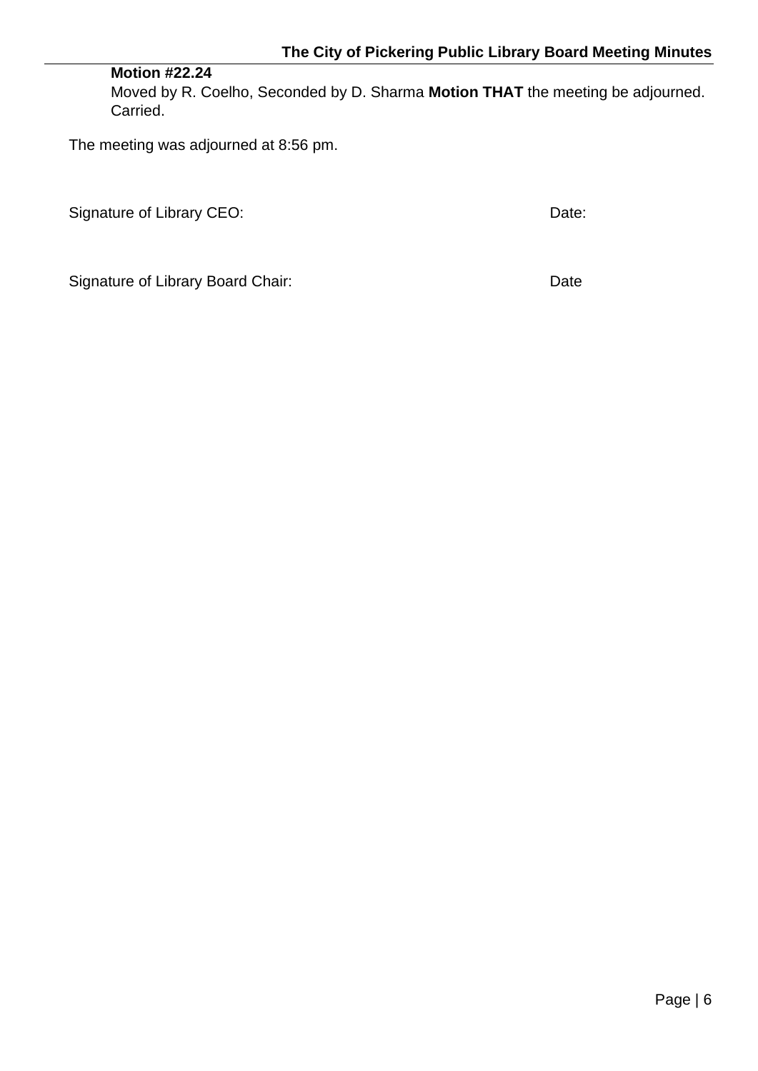**Motion #22.24**

Moved by R. Coelho, Seconded by D. Sharma **Motion THAT** the meeting be adjourned. Carried.

The meeting was adjourned at 8:56 pm.

Signature of Library CEO: Date:

Signature of Library Board Chair: Date